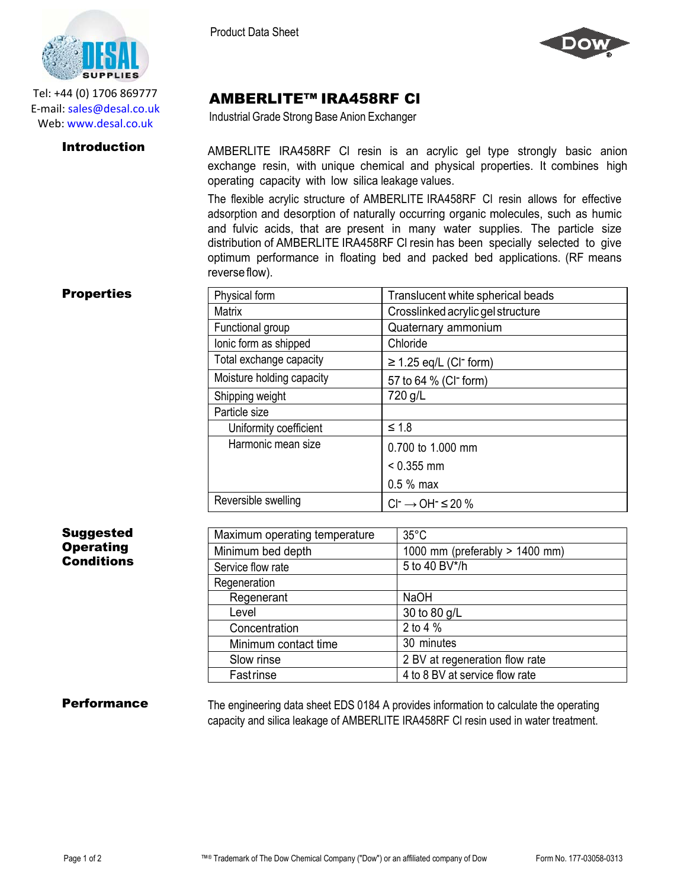Tel: +44 (0) 1706 869777
E-mail: sales@desal.co.uk
Web: www.desal.co.uk

Product Data Sheet

# AMBERLITE™ IRA458RF Cl

Industrial Grade Strong Base Anion Exchanger

## Introduction

AMBERLITE IRA458RF Cl resin is an acrylic gel type strongly basic anion exchange resin, with unique chemical and physical properties. It combines high operating capacity with low silica leakage values.

The flexible acrylic structure of AMBERLITE IRA458RF Cl resin allows for effective adsorption and desorption of naturally occurring organic molecules, such as humic and fulvic acids, that are present in many water supplies. The particle size distribution of AMBERLITE IRA458RF Cl resin has been specially selected to give optimum performance in floating bed and packed bed applications. (RF means reverse flow).

## Properties

| Property | Value |
|---|---|
| Physical form | Translucent white spherical beads |
| Matrix | Crosslinked acrylic gel structure |
| Functional group | Quaternary ammonium |
| Ionic form as shipped | Chloride |
| Total exchange capacity | ≥ 1.25 eq/L ($Cl^-$ form) |
| Moisture holding capacity | 57 to 64 % ($Cl^-$ form) |
| Shipping weight | 720 g/L |
| Particle size | |
| Uniformity coefficient | ≤ 1.8 |
| Harmonic mean size | 0.700 to 1.000 mm<br>< 0.355 mm<br>0.5 % max |
| Reversible swelling | $Cl^- \rightarrow OH^-$ ≤ 20 % |

## Suggested Operating Conditions

| Condition | Value |
|---|---|
| Maximum operating temperature | 35°C |
| Minimum bed depth | 1000 mm (preferably > 1400 mm) |
| Service flow rate | 5 to 40 BV*/h |
| Regeneration | |
| Regenerant | NaOH |
| Level | 30 to 80 g/L |
| Concentration | 2 to 4 % |
| Minimum contact time | 30 minutes |
| Slow rinse | 2 BV at regeneration flow rate |
| Fast rinse | 4 to 8 BV at service flow rate |

## Performance

The engineering data sheet EDS 0184 A provides information to calculate the operating capacity and silica leakage of AMBERLITE IRA458RF Cl resin used in water treatment.

™® Trademark of The Dow Chemical Company ("Dow") or an affiliated company of Dow

Form No. 177-03058-0313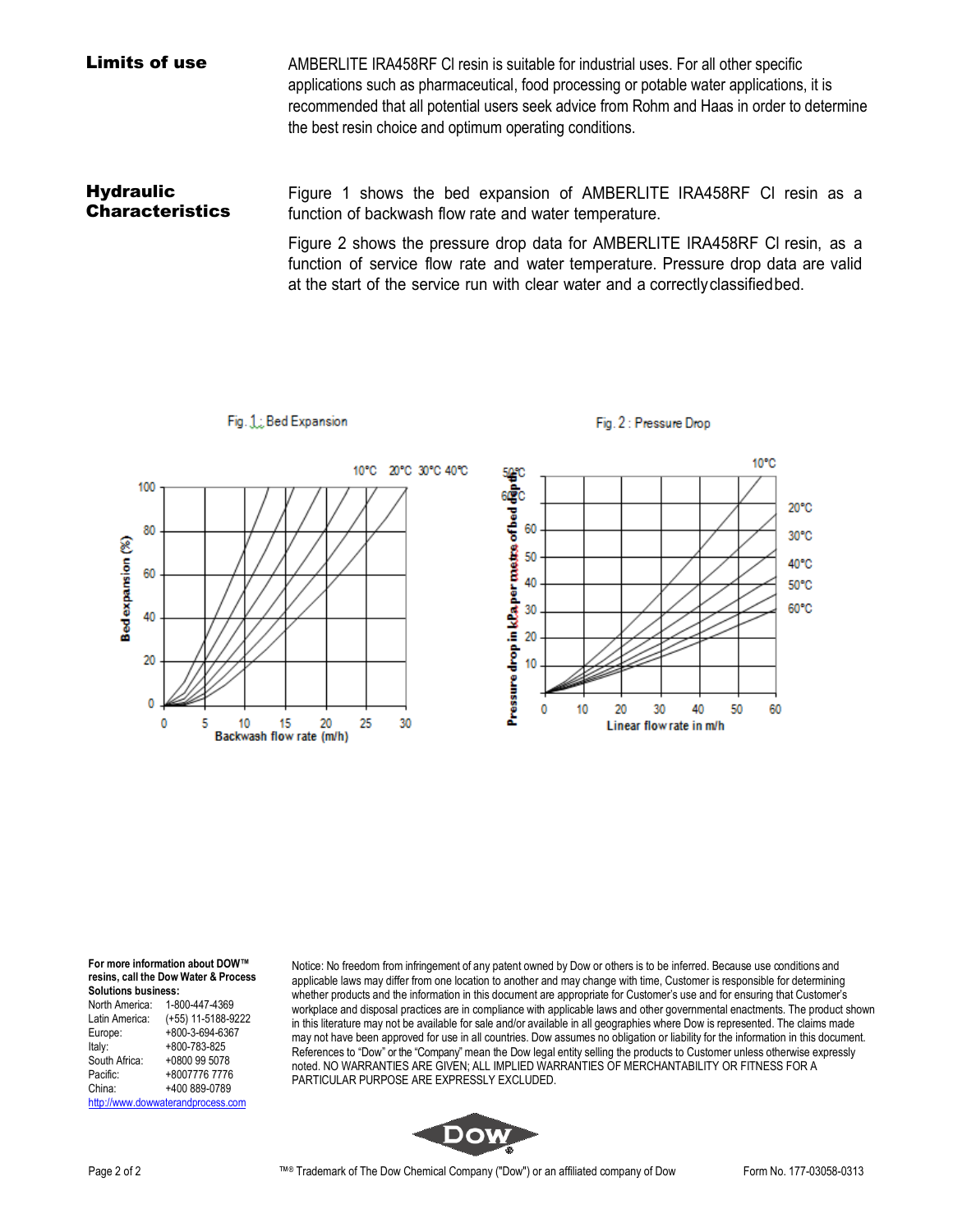**Limits of use**

AMBERLITE IRA458RF Cl resin is suitable for industrial uses. For all other specific applications such as pharmaceutical, food processing or potable water applications, it is recommended that all potential users seek advice from Rohm and Haas in order to determine the best resin choice and optimum operating conditions.

**Hydraulic Characteristics**

Figure 1 shows the bed expansion of AMBERLITE IRA458RF Cl resin as a function of backwash flow rate and water temperature.

Figure 2 shows the pressure drop data for AMBERLITE IRA458RF Cl resin, as a function of service flow rate and water temperature. Pressure drop data are valid at the start of the service run with clear water and a correctly classified bed.

Fig. 1 : Bed Expansion

10°C 20°C 30°C 40°C

Bed expansion (%)

100
80
60
40
20
0

0 5 10 15 20 25 30

Backwash flow rate (m/h)

Fig. 2 : Pressure Drop

10°C
20°C
30°C
40°C
50°C
60°C

Pressure drop in kPa per metre of bed depth

60
50
40
30
20
10

0 10 20 30 40 50 60

Linear flow rate in m/h

For more information about DOW™ resins, call the Dow Water & Process Solutions business:

| | |
|---|---|
| North America: | 1-800-447-4369 |
| Latin America: | (+55) 11-5188-9222 |
| Europe: | +800-3-694-6367 |
| Italy: | +800-783-825 |
| South Africa: | +0800 99 5078 |
| Pacific: | +8007776 7776 |
| China: | +400 889-0789 |

http://www.dowwaterandprocess.com

Notice: No freedom from infringement of any patent owned by Dow or others is to be inferred. Because use conditions and applicable laws may differ from one location to another and may change with time, Customer is responsible for determining whether products and the information in this document are appropriate for Customer's use and for ensuring that Customer's workplace and disposal practices are in compliance with applicable laws and other governmental enactments. The product shown in this literature may not be available for sale and/or available in all geographies where Dow is represented. The claims made may not have been approved for use in all countries. Dow assumes no obligation or liability for the information in this document. References to "Dow" or the "Company" mean the Dow legal entity selling the products to Customer unless otherwise expressly noted. NO WARRANTIES ARE GIVEN; ALL IMPLIED WARRANTIES OF MERCHANTABILITY OR FITNESS FOR A PARTICULAR PURPOSE ARE EXPRESSLY EXCLUDED.

™® Trademark of The Dow Chemical Company ("Dow") or an affiliated company of Dow

Form No. 177-03058-0313